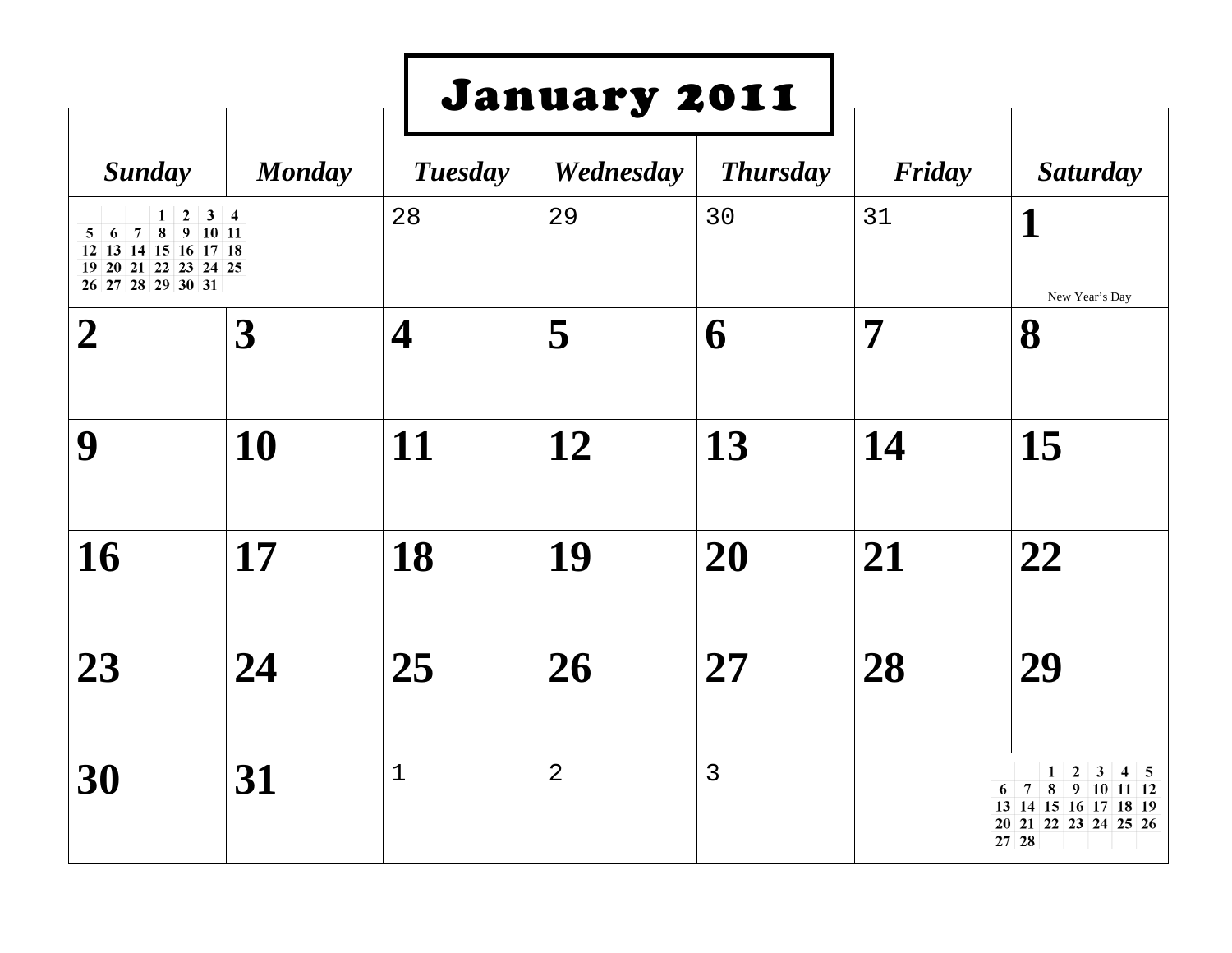# January 2011

| Sunday | Monday | Tuesday | Wednesday | Thursday | Friday | Saturday |
|---|---|---|---|---|---|---|
| | | 28 | 29 | 30 | 31 | **1** New Year's Day |
| **2** | **3** | **4** | **5** | **6** | **7** | **8** |
| **9** | **10** | **11** | **12** | **13** | **14** | **15** |
| **16** | **17** | **18** | **19** | **20** | **21** | **22** |
| **23** | **24** | **25** | **26** | **27** | **28** | **29** |
| **30** | **31** | 1 | 2 | 3 | | |

| | | | | | | |
|---|---|---|---|---|---|---|
| | | | 1 | 2 | 3 | 4 |
| 5 | 6 | 7 | 8 | 9 | 10 | 11 |
| 12 | 13 | 14 | 15 | 16 | 17 | 18 |
| 19 | 20 | 21 | 22 | 23 | 24 | 25 |
| 26 | 27 | 28 | 29 | 30 | 31 | |

| | | | | | | |
|---|---|---|---|---|---|---|
| | | 1 | 2 | 3 | 4 | 5 |
| 6 | 7 | 8 | 9 | 10 | 11 | 12 |
| 13 | 14 | 15 | 16 | 17 | 18 | 19 |
| 20 | 21 | 22 | 23 | 24 | 25 | 26 |
| 27 | 28 | | | | | |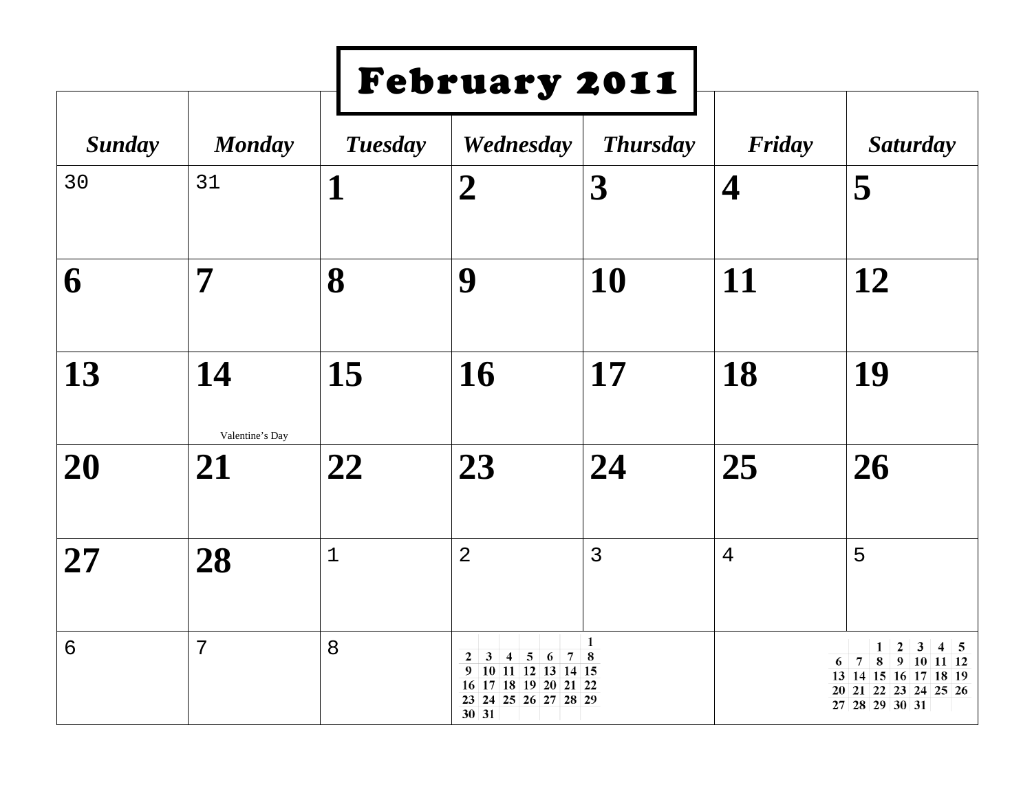# February 2011

| *Sunday* | *Monday* | *Tuesday* | *Wednesday* | *Thursday* | *Friday* | *Saturday* |
|---|---|---|---|---|---|---|
| 30 | 31 | **1** | **2** | **3** | **4** | **5** |
| **6** | **7** | **8** | **9** | **10** | **11** | **12** |
| **13** | **14** Valentine's Day | **15** | **16** | **17** | **18** | **19** |
| **20** | **21** | **22** | **23** | **24** | **25** | **26** |
| **27** | **28** | 1 | 2 | 3 | 4 | 5 |
| 6 | 7 | 8 | | | | |

| | | | | | | |
|---|---|---|---|---|---|---|
| | | | | | | 1 |
| 2 | 3 | 4 | 5 | 6 | 7 | 8 |
| 9 | 10 | 11 | 12 | 13 | 14 | 15 |
| 16 | 17 | 18 | 19 | 20 | 21 | 22 |
| 23 | 24 | 25 | 26 | 27 | 28 | 29 |
| 30 | 31 | | | | | |

| | | | | | | |
|---|---|---|---|---|---|---|
| | | 1 | 2 | 3 | 4 | 5 |
| 6 | 7 | 8 | 9 | 10 | 11 | 12 |
| 13 | 14 | 15 | 16 | 17 | 18 | 19 |
| 20 | 21 | 22 | 23 | 24 | 25 | 26 |
| 27 | 28 | 29 | 30 | 31 | | |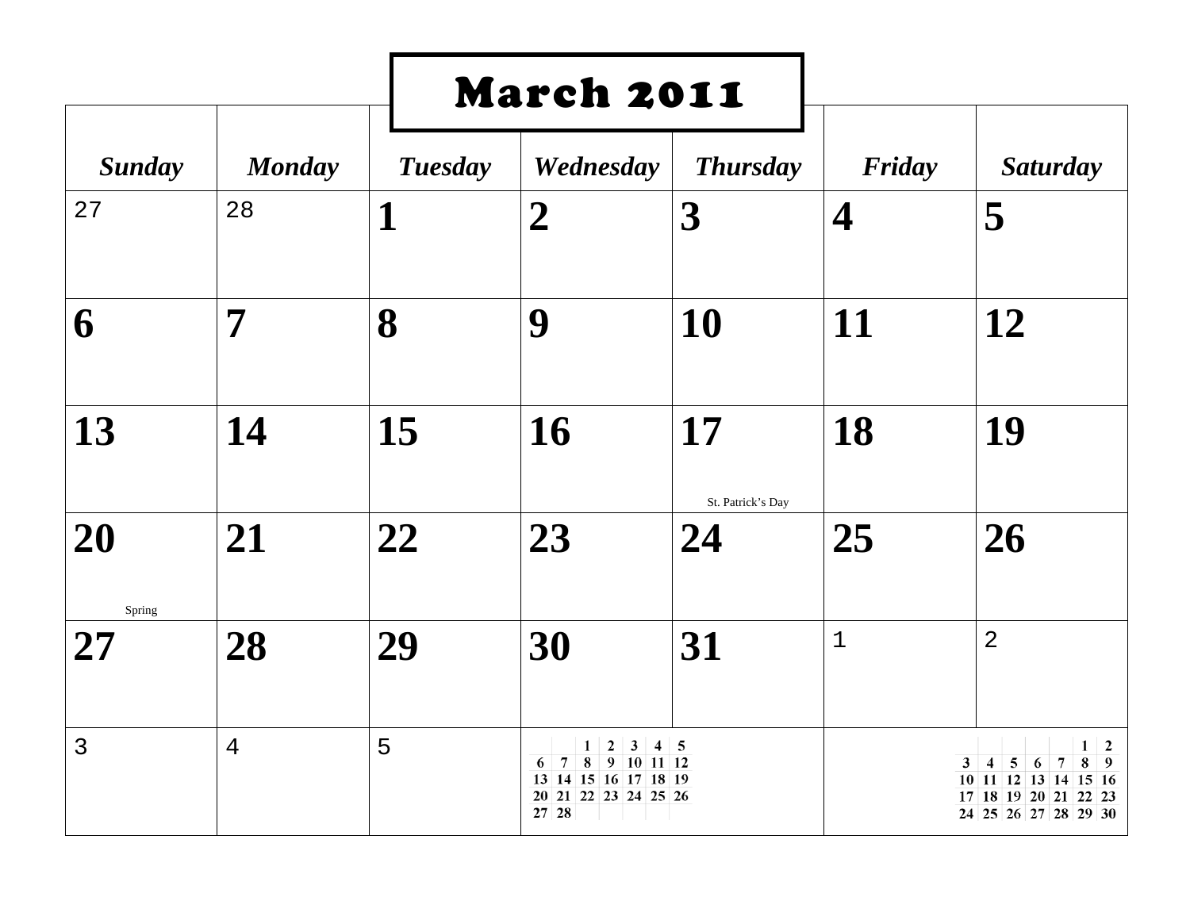# March 2011

| *Sunday* | *Monday* | *Tuesday* | *Wednesday* | *Thursday* | *Friday* | *Saturday* |
|---|---|---|---|---|---|---|
| 27 | 28 | **1** | **2** | **3** | **4** | **5** |
| **6** | **7** | **8** | **9** | **10** | **11** | **12** |
| **13** | **14** | **15** | **16** | **17** St. Patrick's Day | **18** | **19** |
| **20** Spring | **21** | **22** | **23** | **24** | **25** | **26** |
| **27** | **28** | **29** | **30** | **31** | 1 | 2 |
| 3 | 4 | 5 | | | | |

|  |  |  |  |  |  |  |
|---|---|---|---|---|---|---|
| | | **1** | **2** | **3** | **4** | **5** |
| **6** | **7** | **8** | **9** | **10** | **11** | **12** |
| **13** | **14** | **15** | **16** | **17** | **18** | **19** |
| **20** | **21** | **22** | **23** | **24** | **25** | **26** |
| **27** | **28** | | | | | |

|  |  |  |  |  |  |  |
|---|---|---|---|---|---|---|
| | | | | | **1** | **2** |
| **3** | **4** | **5** | **6** | **7** | **8** | **9** |
| **10** | **11** | **12** | **13** | **14** | **15** | **16** |
| **17** | **18** | **19** | **20** | **21** | **22** | **23** |
| **24** | **25** | **26** | **27** | **28** | **29** | **30** |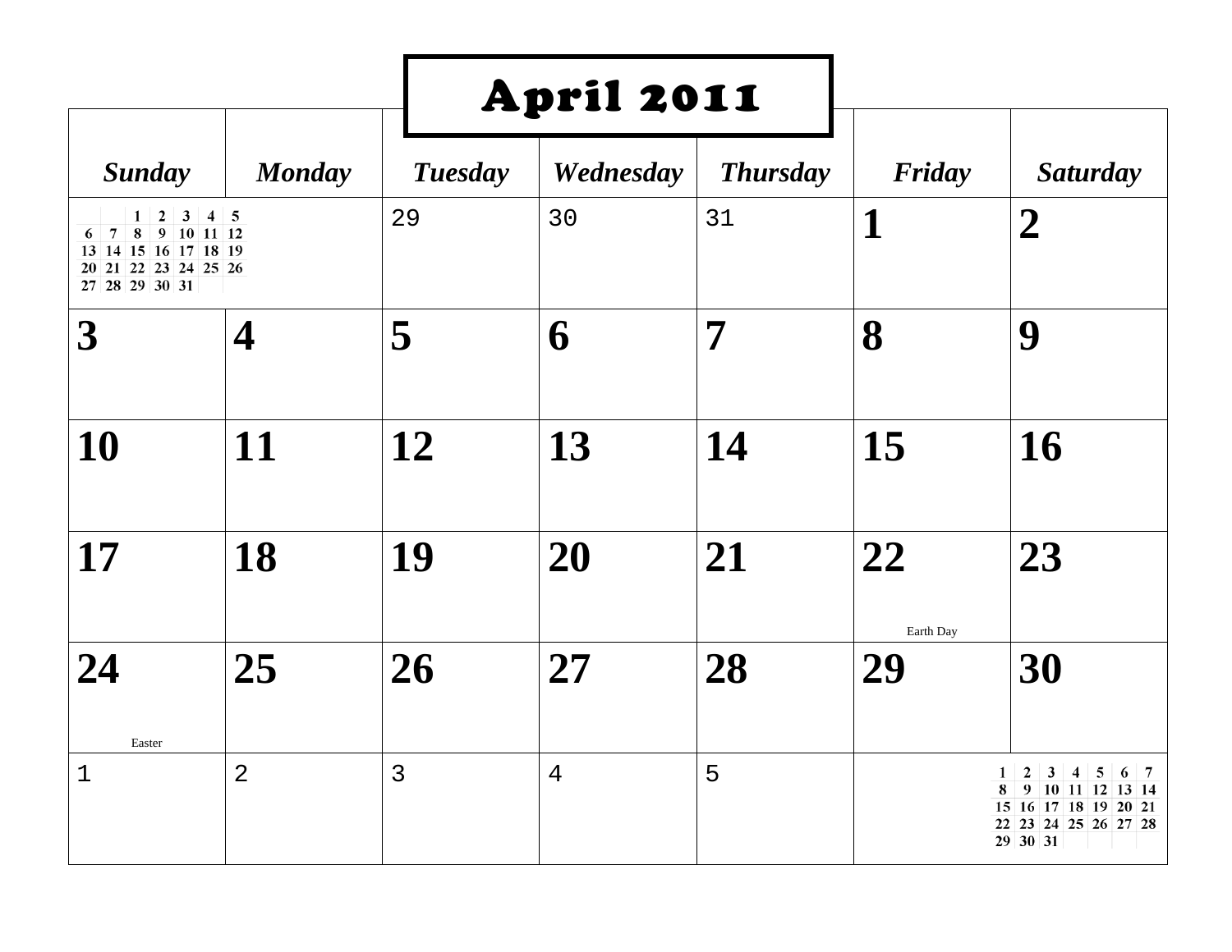# April 2011

| Sunday | Monday | Tuesday | Wednesday | Thursday | Friday | Saturday |
|---|---|---|---|---|---|---|
| | | 29 | 30 | 31 | 1 | 2 |
| 3 | 4 | 5 | 6 | 7 | 8 | 9 |
| 10 | 11 | 12 | 13 | 14 | 15 | 16 |
| 17 | 18 | 19 | 20 | 21 | 22 Earth Day | 23 |
| 24 Easter | 25 | 26 | 27 | 28 | 29 | 30 |
| 1 | 2 | 3 | 4 | 5 | | |

| | | | | | | |
|---|---|---|---|---|---|---|
| | | 1 | 2 | 3 | 4 | 5 |
| 6 | 7 | 8 | 9 | 10 | 11 | 12 |
| 13 | 14 | 15 | 16 | 17 | 18 | 19 |
| 20 | 21 | 22 | 23 | 24 | 25 | 26 |
| 27 | 28 | 29 | 30 | 31 | | |

| | | | | | | |
|---|---|---|---|---|---|---|
| 1 | 2 | 3 | 4 | 5 | 6 | 7 |
| 8 | 9 | 10 | 11 | 12 | 13 | 14 |
| 15 | 16 | 17 | 18 | 19 | 20 | 21 |
| 22 | 23 | 24 | 25 | 26 | 27 | 28 |
| 29 | 30 | 31 | | | | |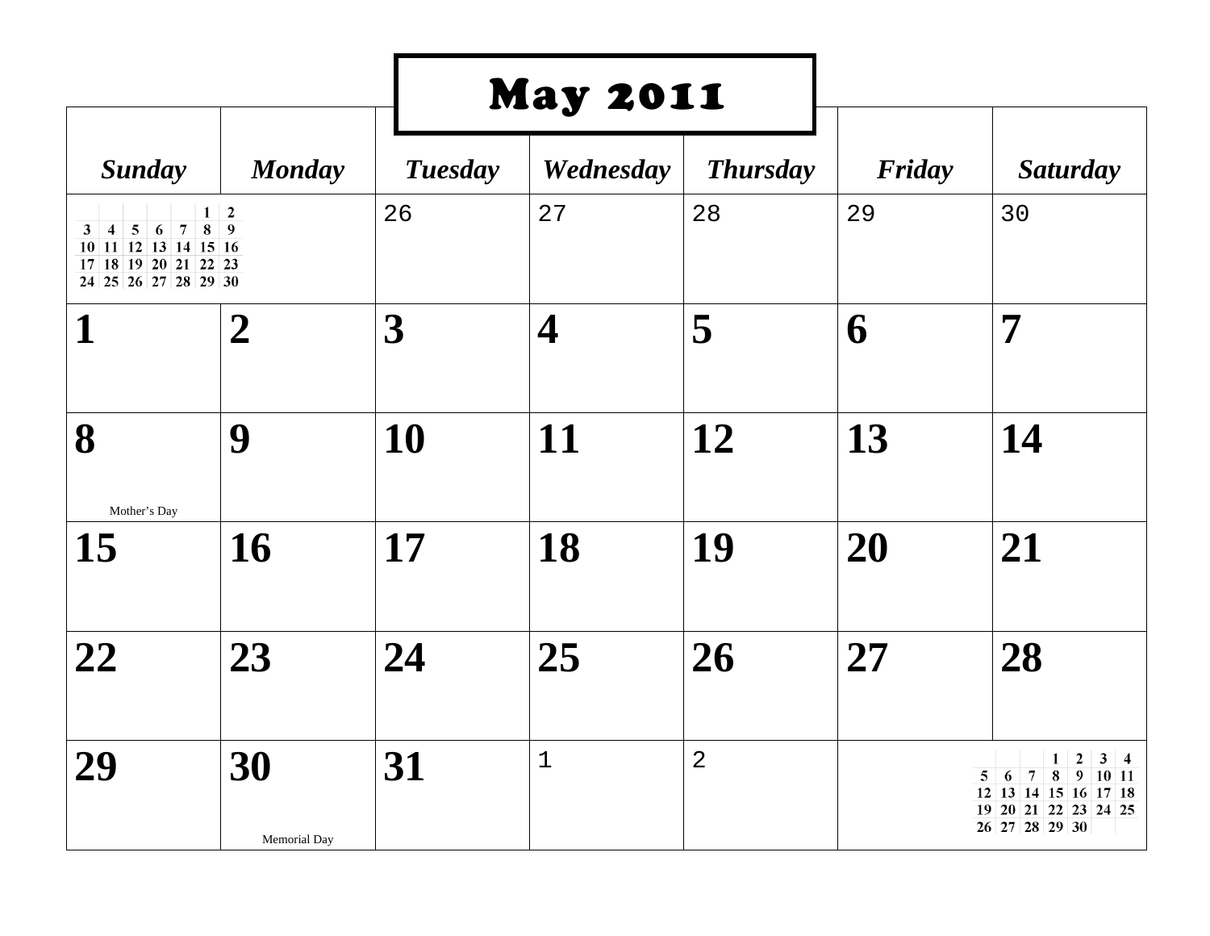# May 2011

| Sunday | Monday | Tuesday | Wednesday | Thursday | Friday | Saturday |
|---|---|---|---|---|---|---|
| | | 26 | 27 | 28 | 29 | 30 |
| 1 | 2 | 3 | 4 | 5 | 6 | 7 |
| 8 Mother's Day | 9 | 10 | 11 | 12 | 13 | 14 |
| 15 | 16 | 17 | 18 | 19 | 20 | 21 |
| 22 | 23 | 24 | 25 | 26 | 27 | 28 |
| 29 | 30 Memorial Day | 31 | 1 | 2 | | |

| | | | | | | |
|---|---|---|---|---|---|---|
| | | | | | 1 | 2 |
| 3 | 4 | 5 | 6 | 7 | 8 | 9 |
| 10 | 11 | 12 | 13 | 14 | 15 | 16 |
| 17 | 18 | 19 | 20 | 21 | 22 | 23 |
| 24 | 25 | 26 | 27 | 28 | 29 | 30 |

| | | | | | | |
|---|---|---|---|---|---|---|
| | | | 1 | 2 | 3 | 4 |
| 5 | 6 | 7 | 8 | 9 | 10 | 11 |
| 12 | 13 | 14 | 15 | 16 | 17 | 18 |
| 19 | 20 | 21 | 22 | 23 | 24 | 25 |
| 26 | 27 | 28 | 29 | 30 | | |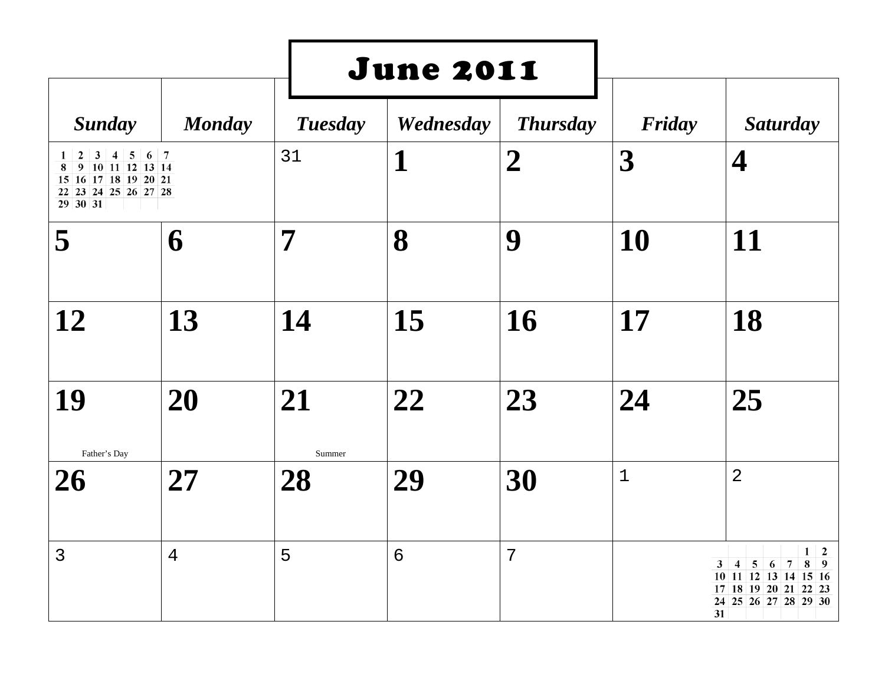# June 2011

| Sunday | Monday | Tuesday | Wednesday | Thursday | Friday | Saturday |
|---|---|---|---|---|---|---|
| | | 31 | **1** | **2** | **3** | **4** |
| **5** | **6** | **7** | **8** | **9** | **10** | **11** |
| **12** | **13** | **14** | **15** | **16** | **17** | **18** |
| **19** Father's Day | **20** | **21** Summer | **22** | **23** | **24** | **25** |
| **26** | **27** | **28** | **29** | **30** | 1 | 2 |
| 3 | 4 | 5 | 6 | 7 | | |

| | | | | | | |
|---|---|---|---|---|---|---|
| 1 | 2 | 3 | 4 | 5 | 6 | 7 |
| 8 | 9 | 10 | 11 | 12 | 13 | 14 |
| 15 | 16 | 17 | 18 | 19 | 20 | 21 |
| 22 | 23 | 24 | 25 | 26 | 27 | 28 |
| 29 | 30 | 31 | | | | |

| | | | | | | |
|---|---|---|---|---|---|---|
| | | | | | 1 | 2 |
| 3 | 4 | 5 | 6 | 7 | 8 | 9 |
| 10 | 11 | 12 | 13 | 14 | 15 | 16 |
| 17 | 18 | 19 | 20 | 21 | 22 | 23 |
| 24 | 25 | 26 | 27 | 28 | 29 | 30 |
| 31 | | | | | | |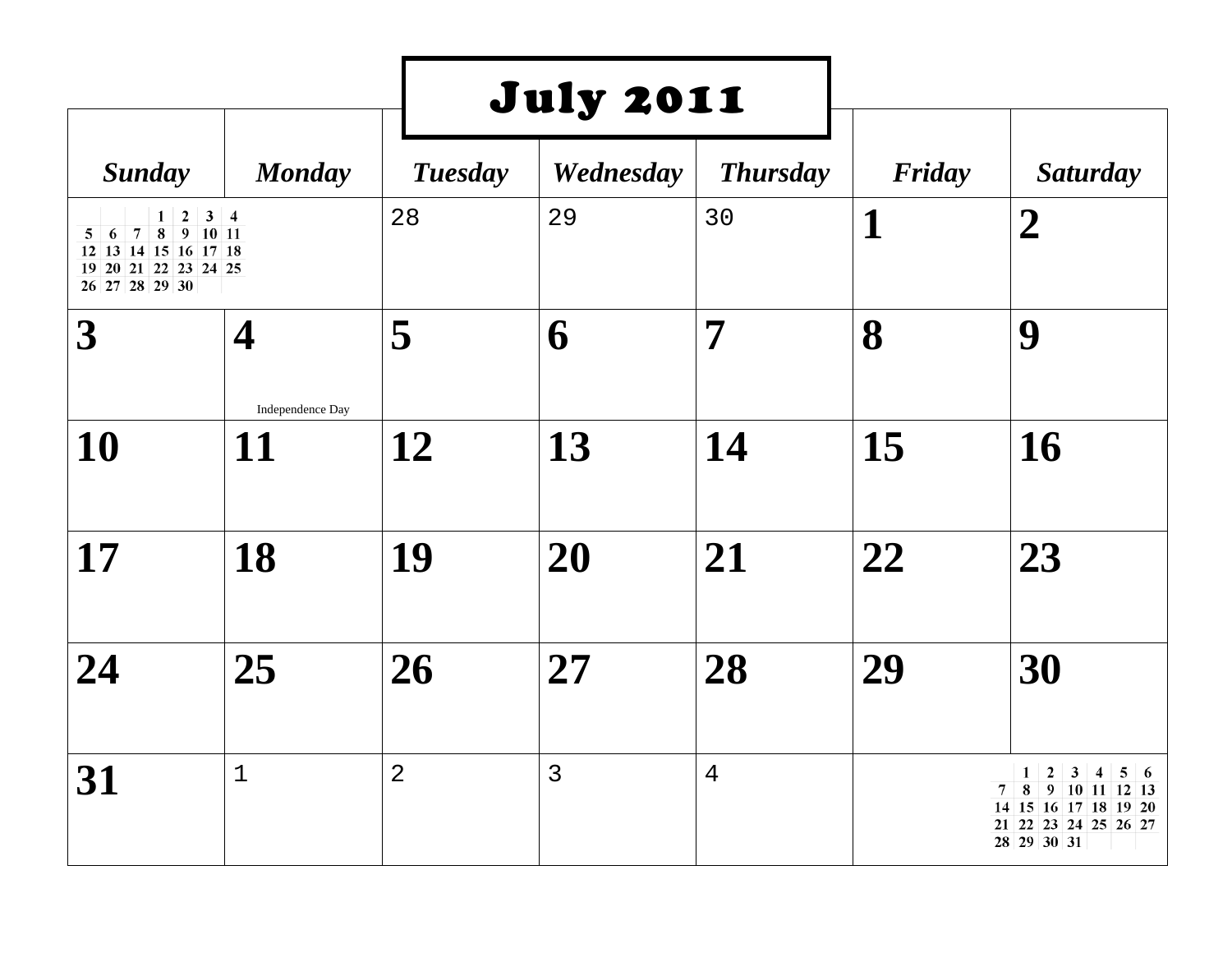# July 2011

| Sunday | Monday | Tuesday | Wednesday | Thursday | Friday | Saturday |
|---|---|---|---|---|---|---|
| | | 28 | 29 | 30 | **1** | **2** |
| **3** | **4** Independence Day | **5** | **6** | **7** | **8** | **9** |
| **10** | **11** | **12** | **13** | **14** | **15** | **16** |
| **17** | **18** | **19** | **20** | **21** | **22** | **23** |
| **24** | **25** | **26** | **27** | **28** | **29** | **30** |
| **31** | 1 | 2 | 3 | 4 | | |

| | | | | | | |
|---|---|---|---|---|---|---|
| | | | 1 | 2 | 3 | 4 |
| 5 | 6 | 7 | 8 | 9 | 10 | 11 |
| 12 | 13 | 14 | 15 | 16 | 17 | 18 |
| 19 | 20 | 21 | 22 | 23 | 24 | 25 |
| 26 | 27 | 28 | 29 | 30 | | |

| | | | | | | |
|---|---|---|---|---|---|---|
| | 1 | 2 | 3 | 4 | 5 | 6 |
| 7 | 8 | 9 | 10 | 11 | 12 | 13 |
| 14 | 15 | 16 | 17 | 18 | 19 | 20 |
| 21 | 22 | 23 | 24 | 25 | 26 | 27 |
| 28 | 29 | 30 | 31 | | | |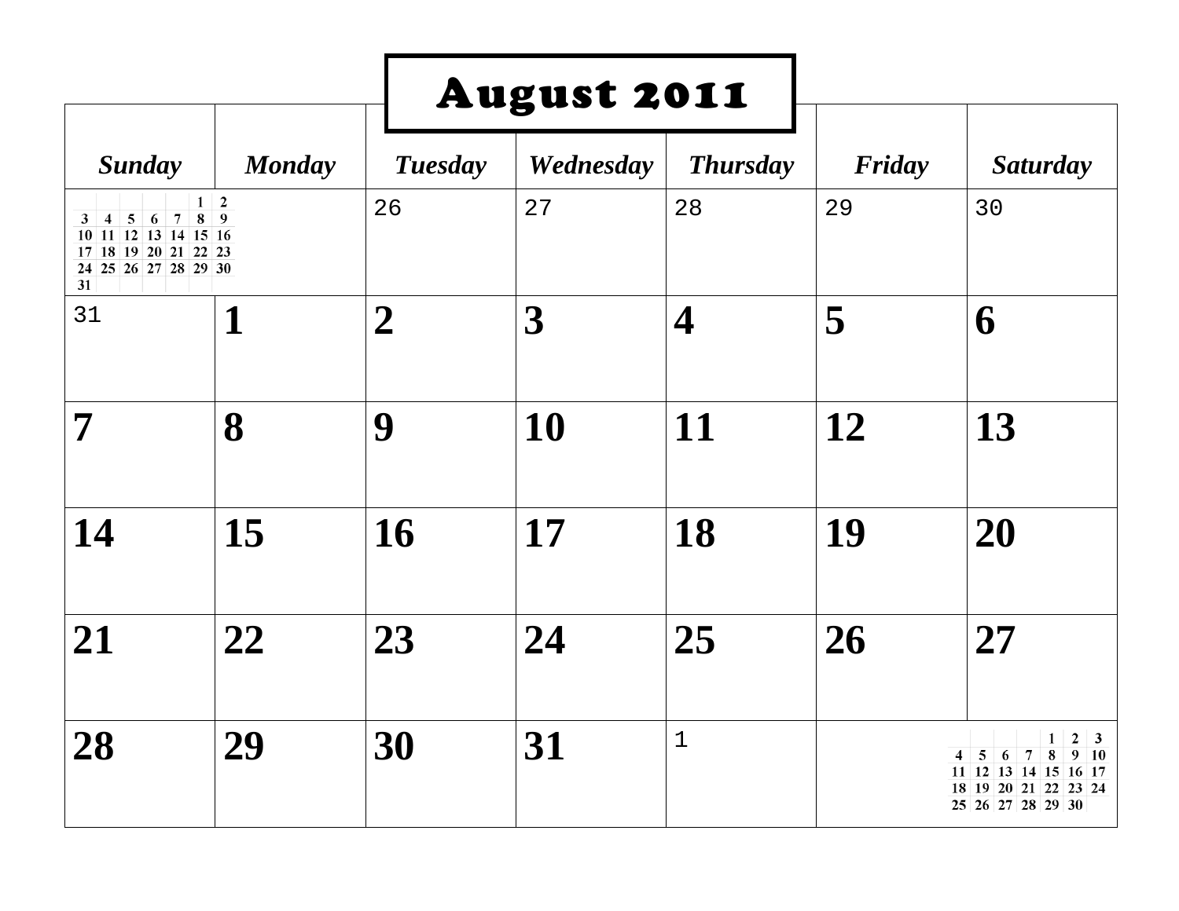# August 2011

| Sunday | Monday | Tuesday | Wednesday | Thursday | Friday | Saturday |
|---|---|---|---|---|---|---|
| | | 26 | 27 | 28 | 29 | 30 |
| 31 | **1** | **2** | **3** | **4** | **5** | **6** |
| **7** | **8** | **9** | **10** | **11** | **12** | **13** |
| **14** | **15** | **16** | **17** | **18** | **19** | **20** |
| **21** | **22** | **23** | **24** | **25** | **26** | **27** |
| **28** | **29** | **30** | **31** | 1 | | |

| | | | | | | |
|---|---|---|---|---|---|---|
| | | | | | 1 | 2 |
| 3 | 4 | 5 | 6 | 7 | 8 | 9 |
| 10 | 11 | 12 | 13 | 14 | 15 | 16 |
| 17 | 18 | 19 | 20 | 21 | 22 | 23 |
| 24 | 25 | 26 | 27 | 28 | 29 | 30 |
| 31 | | | | | | |

| | | | | | | |
|---|---|---|---|---|---|---|
| | | | | 1 | 2 | 3 |
| 4 | 5 | 6 | 7 | 8 | 9 | 10 |
| 11 | 12 | 13 | 14 | 15 | 16 | 17 |
| 18 | 19 | 20 | 21 | 22 | 23 | 24 |
| 25 | 26 | 27 | 28 | 29 | 30 | |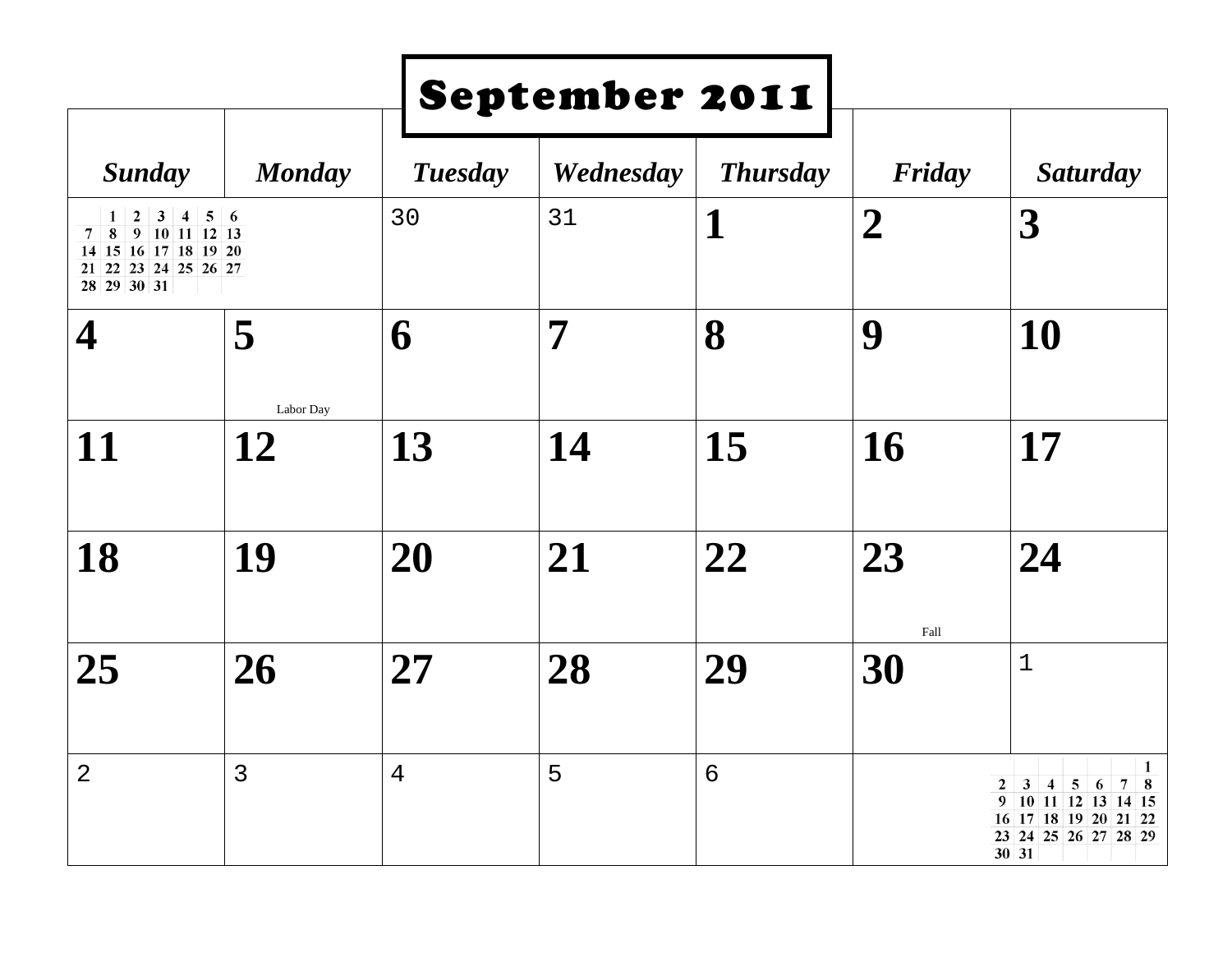# September 2011

| *Sunday* | *Monday* | *Tuesday* | *Wednesday* | *Thursday* | *Friday* | *Saturday* |
|---|---|---|---|---|---|---|
| | | 30 | 31 | **1** | **2** | **3** |
| **4** | **5** Labor Day | **6** | **7** | **8** | **9** | **10** |
| **11** | **12** | **13** | **14** | **15** | **16** | **17** |
| **18** | **19** | **20** | **21** | **22** | **23** Fall | **24** |
| **25** | **26** | **27** | **28** | **29** | **30** | 1 |
| 2 | 3 | 4 | 5 | 6 | | |

**August 2011**

| | | | | | | |
|---|---|---|---|---|---|---|
| | 1 | 2 | 3 | 4 | 5 | 6 |
| 7 | 8 | 9 | 10 | 11 | 12 | 13 |
| 14 | 15 | 16 | 17 | 18 | 19 | 20 |
| 21 | 22 | 23 | 24 | 25 | 26 | 27 |
| 28 | 29 | 30 | 31 | | | |

**October 2011**

| | | | | | | |
|---|---|---|---|---|---|---|
| | | | | | | 1 |
| 2 | 3 | 4 | 5 | 6 | 7 | 8 |
| 9 | 10 | 11 | 12 | 13 | 14 | 15 |
| 16 | 17 | 18 | 19 | 20 | 21 | 22 |
| 23 | 24 | 25 | 26 | 27 | 28 | 29 |
| 30 | 31 | | | | | |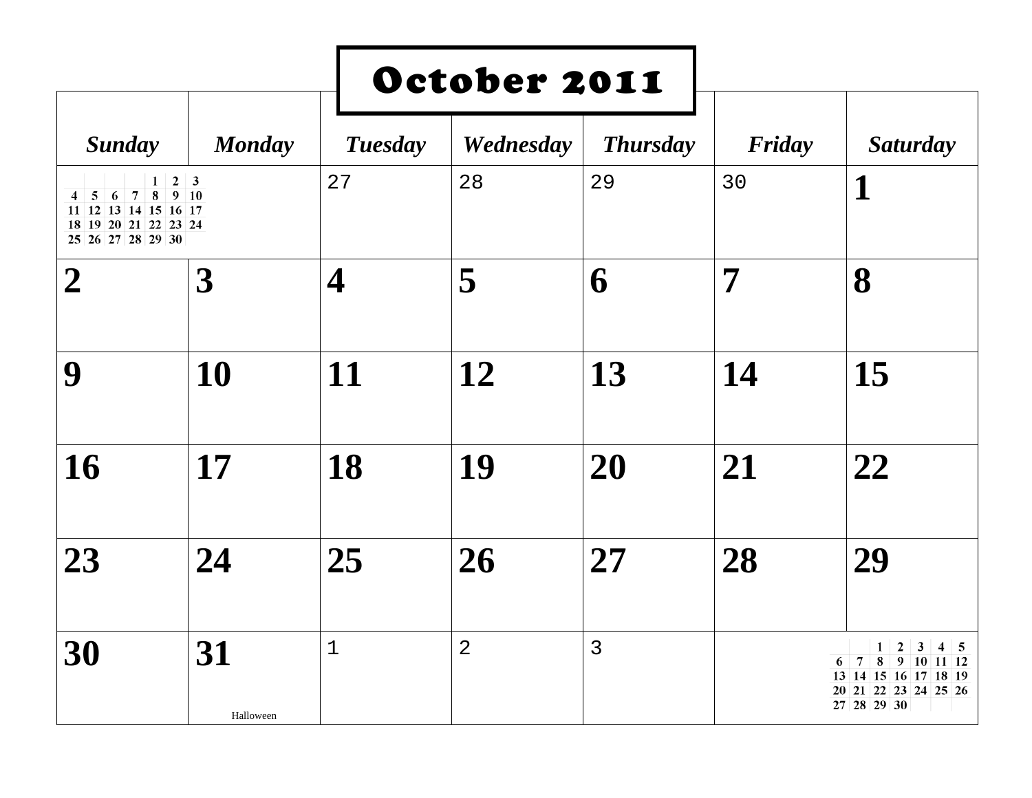# October 2011

| *Sunday* | *Monday* | *Tuesday* | *Wednesday* | *Thursday* | *Friday* | *Saturday* |
|---|---|---|---|---|---|---|
| 1 2 3 / 4 5 6 7 8 9 10 / 11 12 13 14 15 16 17 / 18 19 20 21 22 23 24 / 25 26 27 28 29 30 | | 27 | 28 | 29 | 30 | **1** |
| **2** | **3** | **4** | **5** | **6** | **7** | **8** |
| **9** | **10** | **11** | **12** | **13** | **14** | **15** |
| **16** | **17** | **18** | **19** | **20** | **21** | **22** |
| **23** | **24** | **25** | **26** | **27** | **28** | **29** |
| **30** | **31** Halloween | 1 | 2 | 3 | 1 2 3 4 5 / 6 7 8 9 10 11 12 / 13 14 15 16 17 18 19 / 20 21 22 23 24 25 26 / 27 28 29 30 | |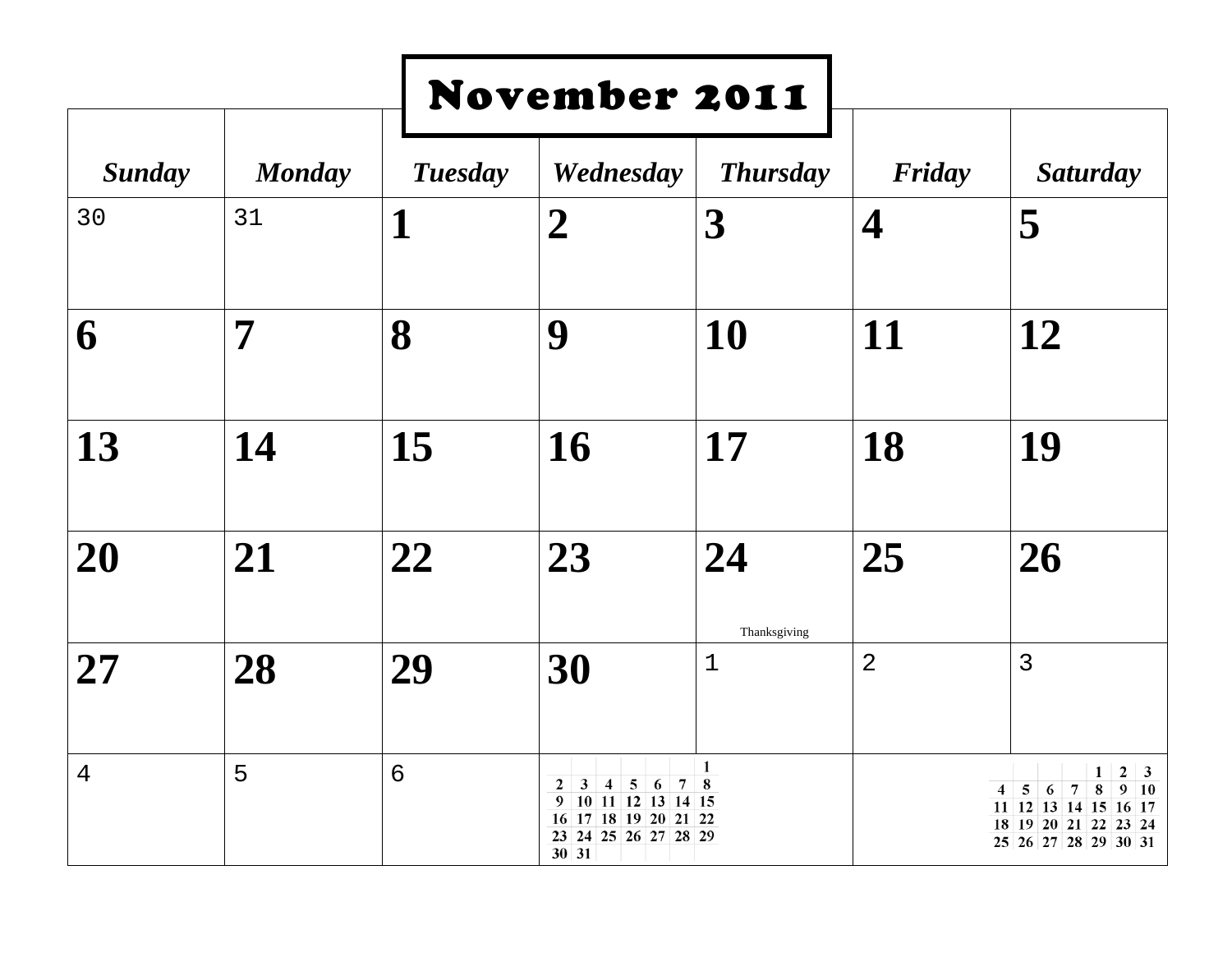# November 2011

| *Sunday* | *Monday* | *Tuesday* | *Wednesday* | *Thursday* | *Friday* | *Saturday* |
|---|---|---|---|---|---|---|
| 30 | 31 | **1** | **2** | **3** | **4** | **5** |
| **6** | **7** | **8** | **9** | **10** | **11** | **12** |
| **13** | **14** | **15** | **16** | **17** | **18** | **19** |
| **20** | **21** | **22** | **23** | **24** Thanksgiving | **25** | **26** |
| **27** | **28** | **29** | **30** | 1 | 2 | 3 |
| 4 | 5 | 6 | | | | |

| | | | | | | |
|---|---|---|---|---|---|---|
| | | | | | | 1 |
| 2 | 3 | 4 | 5 | 6 | 7 | 8 |
| 9 | 10 | 11 | 12 | 13 | 14 | 15 |
| 16 | 17 | 18 | 19 | 20 | 21 | 22 |
| 23 | 24 | 25 | 26 | 27 | 28 | 29 |
| 30 | 31 | | | | | |

| | | | | | | |
|---|---|---|---|---|---|---|
| | | | | 1 | 2 | 3 |
| 4 | 5 | 6 | 7 | 8 | 9 | 10 |
| 11 | 12 | 13 | 14 | 15 | 16 | 17 |
| 18 | 19 | 20 | 21 | 22 | 23 | 24 |
| 25 | 26 | 27 | 28 | 29 | 30 | 31 |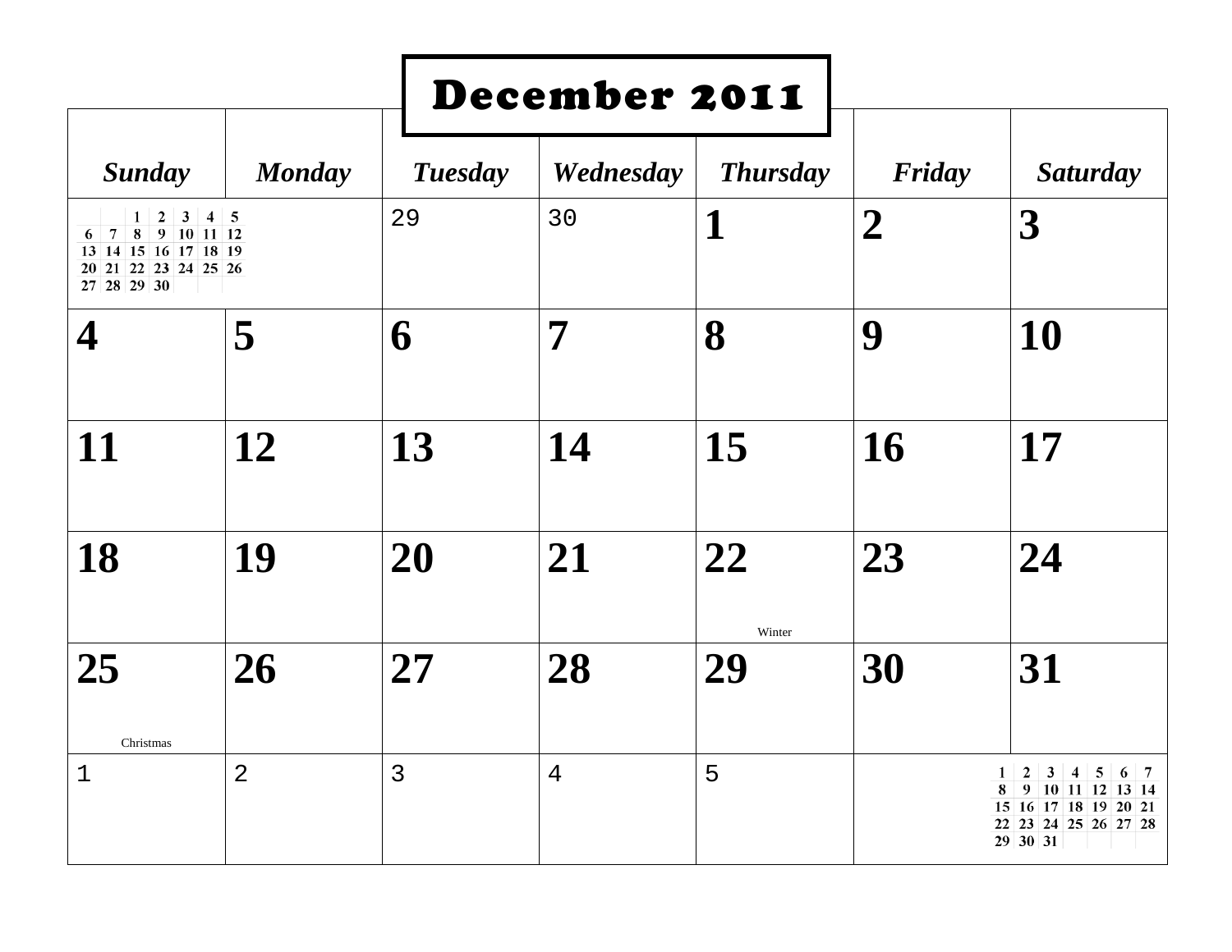# December 2011

| Sunday | Monday | Tuesday | Wednesday | Thursday | Friday | Saturday |
|---|---|---|---|---|---|---|
| | | 29 | 30 | **1** | **2** | **3** |
| **4** | **5** | **6** | **7** | **8** | **9** | **10** |
| **11** | **12** | **13** | **14** | **15** | **16** | **17** |
| **18** | **19** | **20** | **21** | **22** Winter | **23** | **24** |
| **25** Christmas | **26** | **27** | **28** | **29** | **30** | **31** |
| 1 | 2 | 3 | 4 | 5 | | |

| | | | | | | |
|---|---|---|---|---|---|---|
| | | 1 | 2 | 3 | 4 | 5 |
| 6 | 7 | 8 | 9 | 10 | 11 | 12 |
| 13 | 14 | 15 | 16 | 17 | 18 | 19 |
| 20 | 21 | 22 | 23 | 24 | 25 | 26 |
| 27 | 28 | 29 | 30 | | | |

| | | | | | | |
|---|---|---|---|---|---|---|
| 1 | 2 | 3 | 4 | 5 | 6 | 7 |
| 8 | 9 | 10 | 11 | 12 | 13 | 14 |
| 15 | 16 | 17 | 18 | 19 | 20 | 21 |
| 22 | 23 | 24 | 25 | 26 | 27 | 28 |
| 29 | 30 | 31 | | | | |